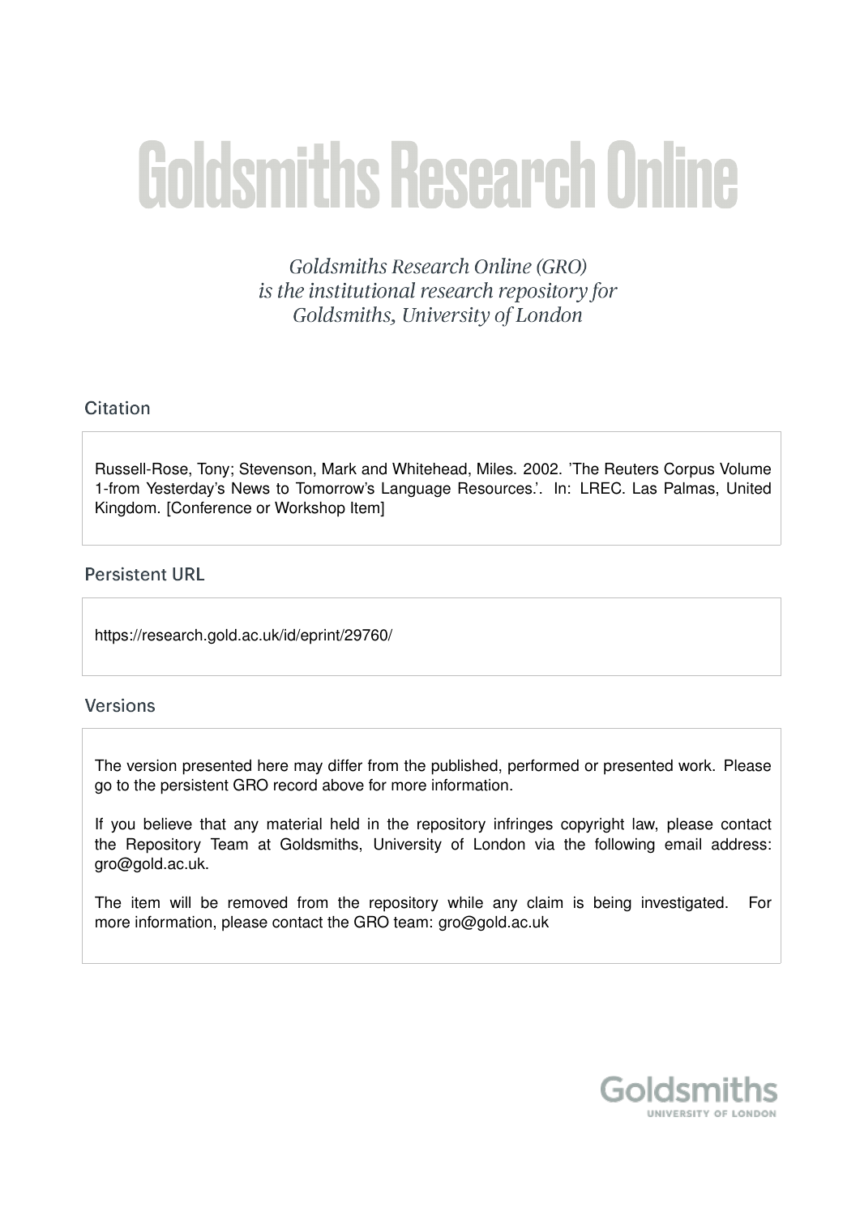# Goldsmiths Research Online

*Goldsmiths Research Online (GRO) is the institutional research repository for Goldsmiths, University of London*

## Citation

Russell-Rose, Tony; Stevenson, Mark and Whitehead, Miles. 2002. 'The Reuters Corpus Volume 1-from Yesterday's News to Tomorrow's Language Resources.'. In: LREC. Las Palmas, United Kingdom. [Conference or Workshop Item]

## Persistent URL

https://research.gold.ac.uk/id/eprint/29760/

## Versions

The version presented here may differ from the published, performed or presented work. Please go to the persistent GRO record above for more information.

If you believe that any material held in the repository infringes copyright law, please contact the Repository Team at Goldsmiths, University of London via the following email address: gro@gold.ac.uk.

The item will be removed from the repository while any claim is being investigated. For more information, please contact the GRO team: gro@gold.ac.uk

Goldsmiths
UNIVERSITY OF LONDON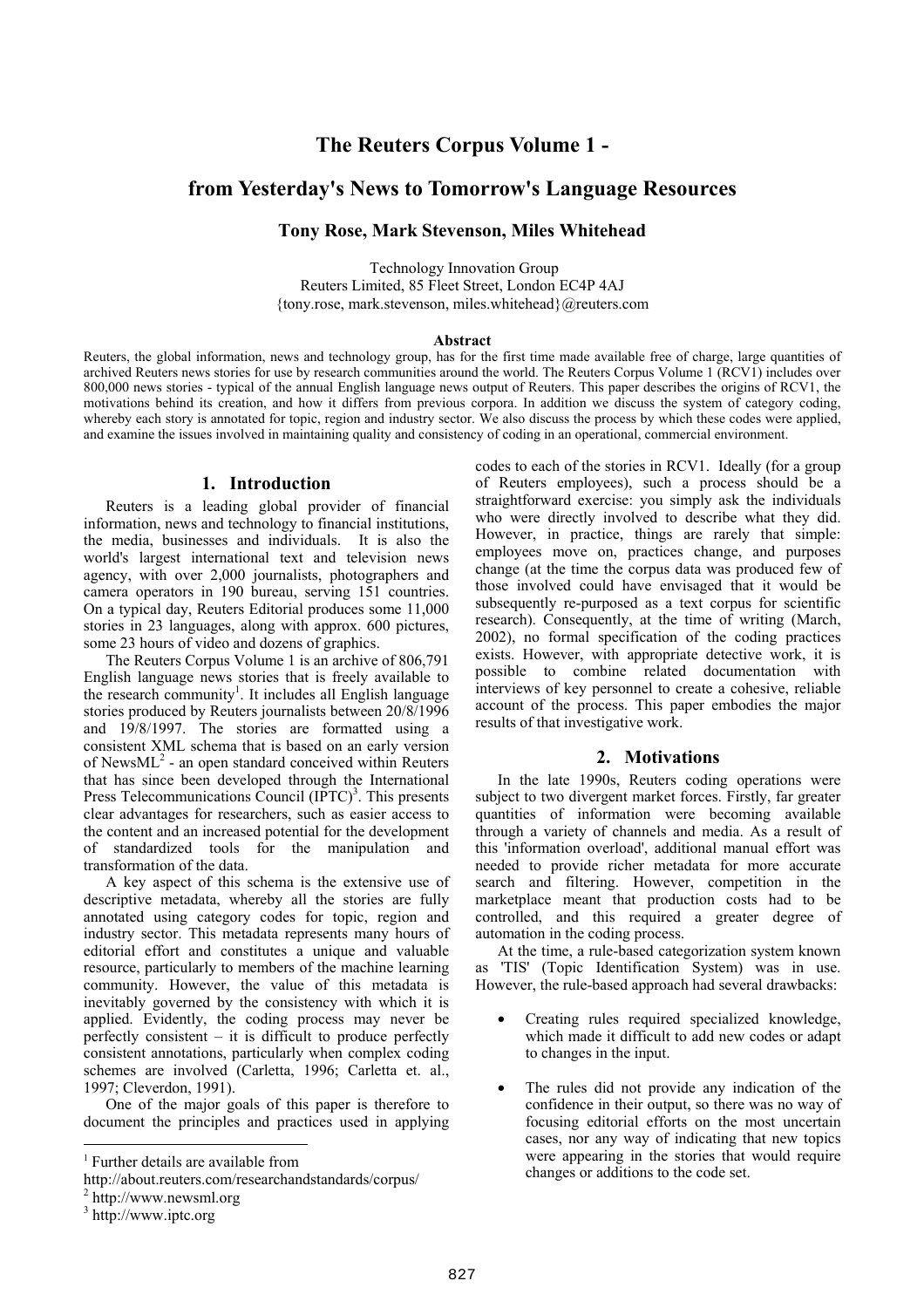# The Reuters Corpus Volume 1 -

# from Yesterday's News to Tomorrow's Language Resources

**Tony Rose, Mark Stevenson, Miles Whitehead**

Technology Innovation Group
Reuters Limited, 85 Fleet Street, London EC4P 4AJ
{tony.rose, mark.stevenson, miles.whitehead}@reuters.com

**Abstract**

Reuters, the global information, news and technology group, has for the first time made available free of charge, large quantities of archived Reuters news stories for use by research communities around the world. The Reuters Corpus Volume 1 (RCV1) includes over 800,000 news stories - typical of the annual English language news output of Reuters. This paper describes the origins of RCV1, the motivations behind its creation, and how it differs from previous corpora. In addition we discuss the system of category coding, whereby each story is annotated for topic, region and industry sector. We also discuss the process by which these codes were applied, and examine the issues involved in maintaining quality and consistency of coding in an operational, commercial environment.

## 1. Introduction

Reuters is a leading global provider of financial information, news and technology to financial institutions, the media, businesses and individuals. It is also the world's largest international text and television news agency, with over 2,000 journalists, photographers and camera operators in 190 bureau, serving 151 countries. On a typical day, Reuters Editorial produces some 11,000 stories in 23 languages, along with approx. 600 pictures, some 23 hours of video and dozens of graphics.

The Reuters Corpus Volume 1 is an archive of 806,791 English language news stories that is freely available to the research community[1]. It includes all English language stories produced by Reuters journalists between 20/8/1996 and 19/8/1997. The stories are formatted using a consistent XML schema that is based on an early version of NewsML[2] - an open standard conceived within Reuters that has since been developed through the International Press Telecommunications Council (IPTC)[3]. This presents clear advantages for researchers, such as easier access to the content and an increased potential for the development of standardized tools for the manipulation and transformation of the data.

A key aspect of this schema is the extensive use of descriptive metadata, whereby all the stories are fully annotated using category codes for topic, region and industry sector. This metadata represents many hours of editorial effort and constitutes a unique and valuable resource, particularly to members of the machine learning community. However, the value of this metadata is inevitably governed by the consistency with which it is applied. Evidently, the coding process may never be perfectly consistent – it is difficult to produce perfectly consistent annotations, particularly when complex coding schemes are involved (Carletta, 1996; Carletta et. al., 1997; Cleverdon, 1991).

One of the major goals of this paper is therefore to document the principles and practices used in applying codes to each of the stories in RCV1. Ideally (for a group of Reuters employees), such a process should be a straightforward exercise: you simply ask the individuals who were directly involved to describe what they did. However, in practice, things are rarely that simple: employees move on, practices change, and purposes change (at the time the corpus data was produced few of those involved could have envisaged that it would be subsequently re-purposed as a text corpus for scientific research). Consequently, at the time of writing (March, 2002), no formal specification of the coding practices exists. However, with appropriate detective work, it is possible to combine related documentation with interviews of key personnel to create a cohesive, reliable account of the process. This paper embodies the major results of that investigative work.

## 2. Motivations

In the late 1990s, Reuters coding operations were subject to two divergent market forces. Firstly, far greater quantities of information were becoming available through a variety of channels and media. As a result of this 'information overload', additional manual effort was needed to provide richer metadata for more accurate search and filtering. However, competition in the marketplace meant that production costs had to be controlled, and this required a greater degree of automation in the coding process.

At the time, a rule-based categorization system known as 'TIS' (Topic Identification System) was in use. However, the rule-based approach had several drawbacks:

- Creating rules required specialized knowledge, which made it difficult to add new codes or adapt to changes in the input.
- The rules did not provide any indication of the confidence in their output, so there was no way of focusing editorial efforts on the most uncertain cases, nor any way of indicating that new topics were appearing in the stories that would require changes or additions to the code set.

---

[1] Further details are available from http://about.reuters.com/researchandstandards/corpus/

[2] http://www.newsml.org

[3] http://www.iptc.org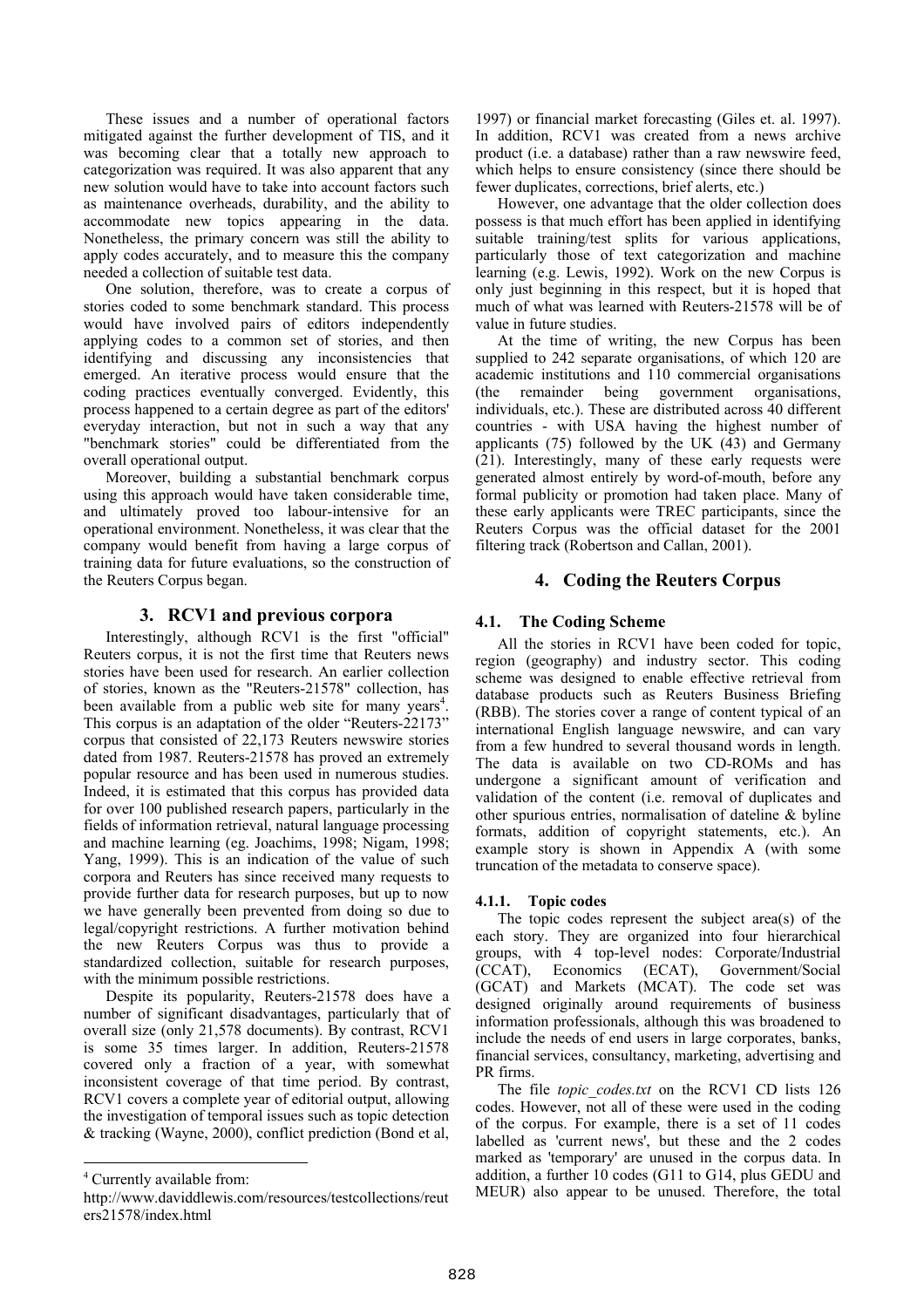These issues and a number of operational factors mitigated against the further development of TIS, and it was becoming clear that a totally new approach to categorization was required. It was also apparent that any new solution would have to take into account factors such as maintenance overheads, durability, and the ability to accommodate new topics appearing in the data. Nonetheless, the primary concern was still the ability to apply codes accurately, and to measure this the company needed a collection of suitable test data.

One solution, therefore, was to create a corpus of stories coded to some benchmark standard. This process would have involved pairs of editors independently applying codes to a common set of stories, and then identifying and discussing any inconsistencies that emerged. An iterative process would ensure that the coding practices eventually converged. Evidently, this process happened to a certain degree as part of the editors' everyday interaction, but not in such a way that any "benchmark stories" could be differentiated from the overall operational output.

Moreover, building a substantial benchmark corpus using this approach would have taken considerable time, and ultimately proved too labour-intensive for an operational environment. Nonetheless, it was clear that the company would benefit from having a large corpus of training data for future evaluations, so the construction of the Reuters Corpus began.

## 3. RCV1 and previous corpora

Interestingly, although RCV1 is the first "official" Reuters corpus, it is not the first time that Reuters news stories have been used for research. An earlier collection of stories, known as the "Reuters-21578" collection, has been available from a public web site for many years[4]. This corpus is an adaptation of the older "Reuters-22173" corpus that consisted of 22,173 Reuters newswire stories dated from 1987. Reuters-21578 has proved an extremely popular resource and has been used in numerous studies. Indeed, it is estimated that this corpus has provided data for over 100 published research papers, particularly in the fields of information retrieval, natural language processing and machine learning (eg. Joachims, 1998; Nigam, 1998; Yang, 1999). This is an indication of the value of such corpora and Reuters has since received many requests to provide further data for research purposes, but up to now we have generally been prevented from doing so due to legal/copyright restrictions. A further motivation behind the new Reuters Corpus was thus to provide a standardized collection, suitable for research purposes, with the minimum possible restrictions.

Despite its popularity, Reuters-21578 does have a number of significant disadvantages, particularly that of overall size (only 21,578 documents). By contrast, RCV1 is some 35 times larger. In addition, Reuters-21578 covered only a fraction of a year, with somewhat inconsistent coverage of that time period. By contrast, RCV1 covers a complete year of editorial output, allowing the investigation of temporal issues such as topic detection & tracking (Wayne, 2000), conflict prediction (Bond et al, 1997) or financial market forecasting (Giles et. al. 1997). In addition, RCV1 was created from a news archive product (i.e. a database) rather than a raw newswire feed, which helps to ensure consistency (since there should be fewer duplicates, corrections, brief alerts, etc.)

However, one advantage that the older collection does possess is that much effort has been applied in identifying suitable training/test splits for various applications, particularly those of text categorization and machine learning (e.g. Lewis, 1992). Work on the new Corpus is only just beginning in this respect, but it is hoped that much of what was learned with Reuters-21578 will be of value in future studies.

At the time of writing, the new Corpus has been supplied to 242 separate organisations, of which 120 are academic institutions and 110 commercial organisations (the remainder being government organisations, individuals, etc.). These are distributed across 40 different countries - with USA having the highest number of applicants (75) followed by the UK (43) and Germany (21). Interestingly, many of these early requests were generated almost entirely by word-of-mouth, before any formal publicity or promotion had taken place. Many of these early applicants were TREC participants, since the Reuters Corpus was the official dataset for the 2001 filtering track (Robertson and Callan, 2001).

## 4. Coding the Reuters Corpus

### 4.1. The Coding Scheme

All the stories in RCV1 have been coded for topic, region (geography) and industry sector. This coding scheme was designed to enable effective retrieval from database products such as Reuters Business Briefing (RBB). The stories cover a range of content typical of an international English language newswire, and can vary from a few hundred to several thousand words in length. The data is available on two CD-ROMs and has undergone a significant amount of verification and validation of the content (i.e. removal of duplicates and other spurious entries, normalisation of dateline & byline formats, addition of copyright statements, etc.). An example story is shown in Appendix A (with some truncation of the metadata to conserve space).

#### 4.1.1. Topic codes

The topic codes represent the subject area(s) of the each story. They are organized into four hierarchical groups, with 4 top-level nodes: Corporate/Industrial (CCAT), Economics (ECAT), Government/Social (GCAT) and Markets (MCAT). The code set was designed originally around requirements of business information professionals, although this was broadened to include the needs of end users in large corporates, banks, financial services, consultancy, marketing, advertising and PR firms.

The file *topic_codes.txt* on the RCV1 CD lists 126 codes. However, not all of these were used in the coding of the corpus. For example, there is a set of 11 codes labelled as 'current news', but these and the 2 codes marked as 'temporary' are unused in the corpus data. In addition, a further 10 codes (G11 to G14, plus GEDU and MEUR) also appear to be unused. Therefore, the total

[4] Currently available from: http://www.daviddlewis.com/resources/testcollections/reuters21578/index.html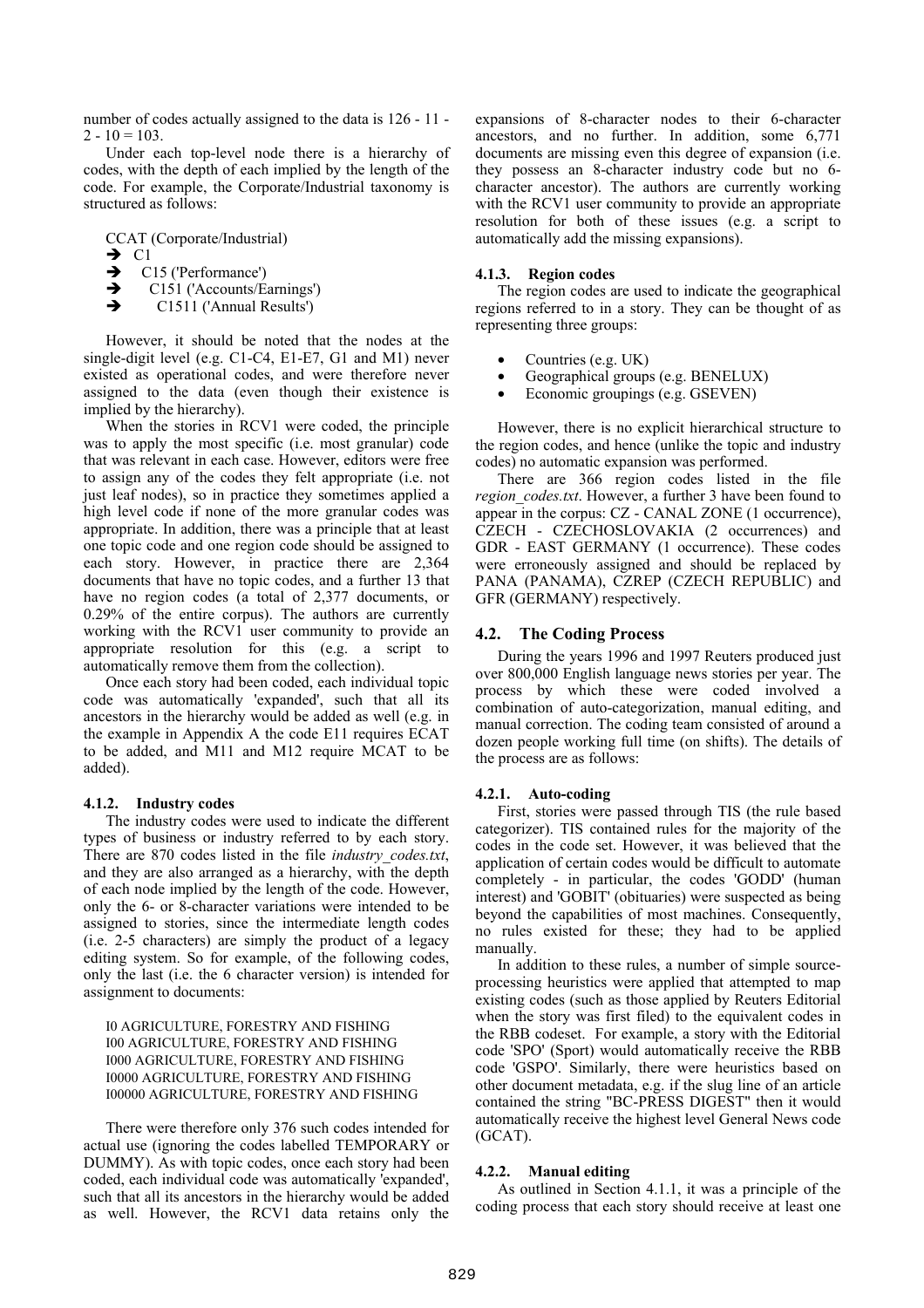number of codes actually assigned to the data is 126 - 11 - 2 - 10 = 103.

Under each top-level node there is a hierarchy of codes, with the depth of each implied by the length of the code. For example, the Corporate/Industrial taxonomy is structured as follows:

CCAT (Corporate/Industrial)
→ C1
→ C15 ('Performance')
→ C151 ('Accounts/Earnings')
→ C1511 ('Annual Results')

However, it should be noted that the nodes at the single-digit level (e.g. C1-C4, E1-E7, G1 and M1) never existed as operational codes, and were therefore never assigned to the data (even though their existence is implied by the hierarchy).

When the stories in RCV1 were coded, the principle was to apply the most specific (i.e. most granular) code that was relevant in each case. However, editors were free to assign any of the codes they felt appropriate (i.e. not just leaf nodes), so in practice they sometimes applied a high level code if none of the more granular codes was appropriate. In addition, there was a principle that at least one topic code and one region code should be assigned to each story. However, in practice there are 2,364 documents that have no topic codes, and a further 13 that have no region codes (a total of 2,377 documents, or 0.29% of the entire corpus). The authors are currently working with the RCV1 user community to provide an appropriate resolution for this (e.g. a script to automatically remove them from the collection).

Once each story had been coded, each individual topic code was automatically 'expanded', such that all its ancestors in the hierarchy would be added as well (e.g. in the example in Appendix A the code E11 requires ECAT to be added, and M11 and M12 require MCAT to be added).

#### 4.1.2. Industry codes

The industry codes were used to indicate the different types of business or industry referred to by each story. There are 870 codes listed in the file *industry_codes.txt*, and they are also arranged as a hierarchy, with the depth of each node implied by the length of the code. However, only the 6- or 8-character variations were intended to be assigned to stories, since the intermediate length codes (i.e. 2-5 characters) are simply the product of a legacy editing system. So for example, of the following codes, only the last (i.e. the 6 character version) is intended for assignment to documents:

I0 AGRICULTURE, FORESTRY AND FISHING
I00 AGRICULTURE, FORESTRY AND FISHING
I000 AGRICULTURE, FORESTRY AND FISHING
I0000 AGRICULTURE, FORESTRY AND FISHING
I00000 AGRICULTURE, FORESTRY AND FISHING

There were therefore only 376 such codes intended for actual use (ignoring the codes labelled TEMPORARY or DUMMY). As with topic codes, once each story had been coded, each individual code was automatically 'expanded', such that all its ancestors in the hierarchy would be added as well. However, the RCV1 data retains only the expansions of 8-character nodes to their 6-character ancestors, and no further. In addition, some 6,771 documents are missing even this degree of expansion (i.e. they possess an 8-character industry code but no 6-character ancestor). The authors are currently working with the RCV1 user community to provide an appropriate resolution for both of these issues (e.g. a script to automatically add the missing expansions).

#### 4.1.3. Region codes

The region codes are used to indicate the geographical regions referred to in a story. They can be thought of as representing three groups:

- Countries (e.g. UK)
- Geographical groups (e.g. BENELUX)
- Economic groupings (e.g. GSEVEN)

However, there is no explicit hierarchical structure to the region codes, and hence (unlike the topic and industry codes) no automatic expansion was performed.

There are 366 region codes listed in the file *region_codes.txt*. However, a further 3 have been found to appear in the corpus: CZ - CANAL ZONE (1 occurrence), CZECH - CZECHOSLOVAKIA (2 occurrences) and GDR - EAST GERMANY (1 occurrence). These codes were erroneously assigned and should be replaced by PANA (PANAMA), CZREP (CZECH REPUBLIC) and GFR (GERMANY) respectively.

### 4.2. The Coding Process

During the years 1996 and 1997 Reuters produced just over 800,000 English language news stories per year. The process by which these were coded involved a combination of auto-categorization, manual editing, and manual correction. The coding team consisted of around a dozen people working full time (on shifts). The details of the process are as follows:

#### 4.2.1. Auto-coding

First, stories were passed through TIS (the rule based categorizer). TIS contained rules for the majority of the codes in the code set. However, it was believed that the application of certain codes would be difficult to automate completely - in particular, the codes 'GODD' (human interest) and 'GOBIT' (obituaries) were suspected as being beyond the capabilities of most machines. Consequently, no rules existed for these; they had to be applied manually.

In addition to these rules, a number of simple source-processing heuristics were applied that attempted to map existing codes (such as those applied by Reuters Editorial when the story was first filed) to the equivalent codes in the RBB codeset. For example, a story with the Editorial code 'SPO' (Sport) would automatically receive the RBB code 'GSPO'. Similarly, there were heuristics based on other document metadata, e.g. if the slug line of an article contained the string "BC-PRESS DIGEST" then it would automatically receive the highest level General News code (GCAT).

#### 4.2.2. Manual editing

As outlined in Section 4.1.1, it was a principle of the coding process that each story should receive at least one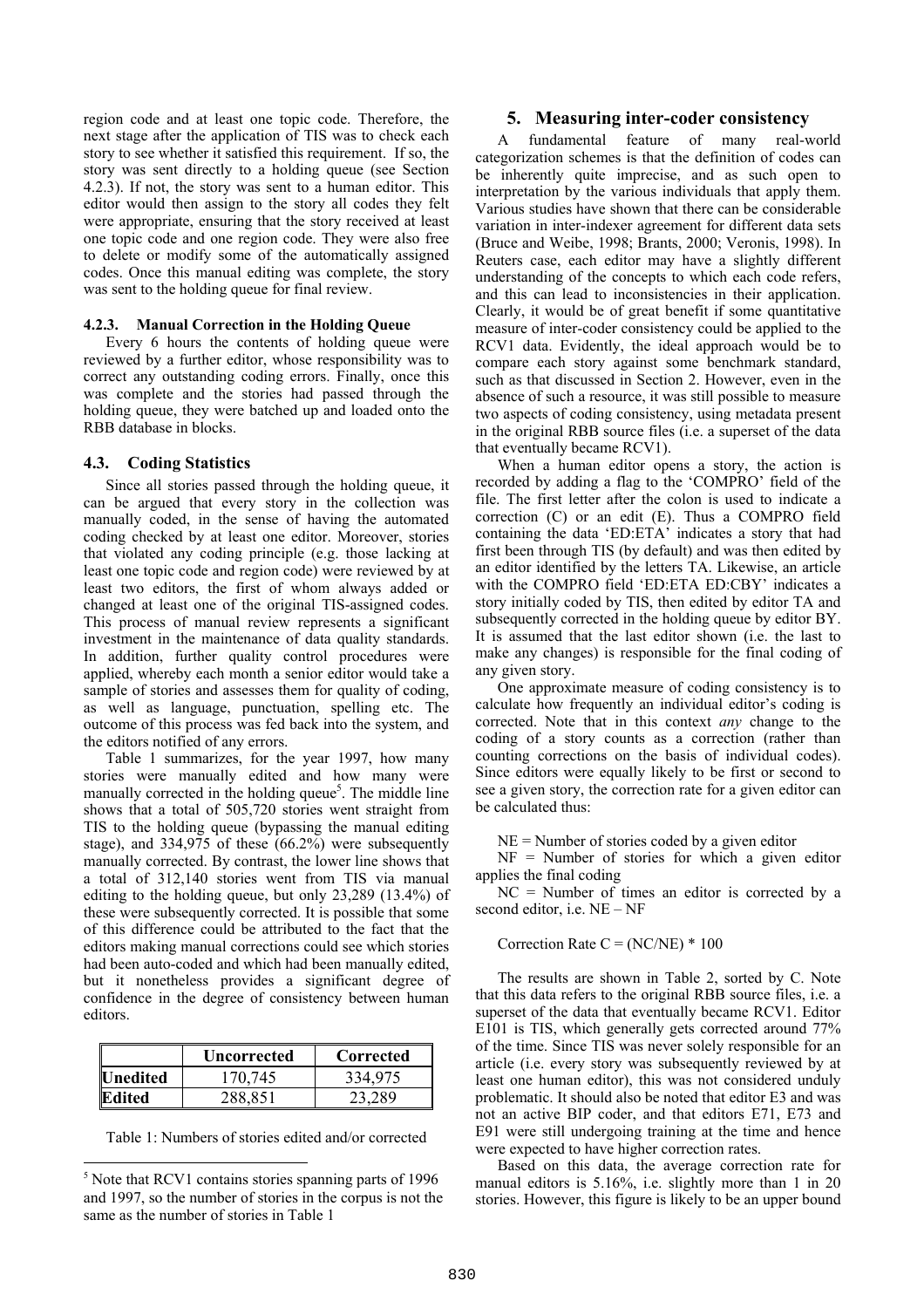region code and at least one topic code. Therefore, the next stage after the application of TIS was to check each story to see whether it satisfied this requirement. If so, the story was sent directly to a holding queue (see Section 4.2.3). If not, the story was sent to a human editor. This editor would then assign to the story all codes they felt were appropriate, ensuring that the story received at least one topic code and one region code. They were also free to delete or modify some of the automatically assigned codes. Once this manual editing was complete, the story was sent to the holding queue for final review.

#### 4.2.3. Manual Correction in the Holding Queue

Every 6 hours the contents of holding queue were reviewed by a further editor, whose responsibility was to correct any outstanding coding errors. Finally, once this was complete and the stories had passed through the holding queue, they were batched up and loaded onto the RBB database in blocks.

### 4.3. Coding Statistics

Since all stories passed through the holding queue, it can be argued that every story in the collection was manually coded, in the sense of having the automated coding checked by at least one editor. Moreover, stories that violated any coding principle (e.g. those lacking at least one topic code and region code) were reviewed by at least two editors, the first of whom always added or changed at least one of the original TIS-assigned codes. This process of manual review represents a significant investment in the maintenance of data quality standards. In addition, further quality control procedures were applied, whereby each month a senior editor would take a sample of stories and assesses them for quality of coding, as well as language, punctuation, spelling etc. The outcome of this process was fed back into the system, and the editors notified of any errors.

Table 1 summarizes, for the year 1997, how many stories were manually edited and how many were manually corrected in the holding queue[5]. The middle line shows that a total of 505,720 stories went straight from TIS to the holding queue (bypassing the manual editing stage), and 334,975 of these (66.2%) were subsequently manually corrected. By contrast, the lower line shows that a total of 312,140 stories went from TIS via manual editing to the holding queue, but only 23,289 (13.4%) of these were subsequently corrected. It is possible that some of this difference could be attributed to the fact that the editors making manual corrections could see which stories had been auto-coded and which had been manually edited, but it nonetheless provides a significant degree of confidence in the degree of consistency between human editors.

| | Uncorrected | Corrected |
|---|---|---|
| **Unedited** | 170,745 | 334,975 |
| **Edited** | 288,851 | 23,289 |

Table 1: Numbers of stories edited and/or corrected

[5] Note that RCV1 contains stories spanning parts of 1996 and 1997, so the number of stories in the corpus is not the same as the number of stories in Table 1

## 5. Measuring inter-coder consistency

A fundamental feature of many real-world categorization schemes is that the definition of codes can be inherently quite imprecise, and as such open to interpretation by the various individuals that apply them. Various studies have shown that there can be considerable variation in inter-indexer agreement for different data sets (Bruce and Weibe, 1998; Brants, 2000; Veronis, 1998). In Reuters case, each editor may have a slightly different understanding of the concepts to which each code refers, and this can lead to inconsistencies in their application. Clearly, it would be of great benefit if some quantitative measure of inter-coder consistency could be applied to the RCV1 data. Evidently, the ideal approach would be to compare each story against some benchmark standard, such as that discussed in Section 2. However, even in the absence of such a resource, it was still possible to measure two aspects of coding consistency, using metadata present in the original RBB source files (i.e. a superset of the data that eventually became RCV1).

When a human editor opens a story, the action is recorded by adding a flag to the 'COMPRO' field of the file. The first letter after the colon is used to indicate a correction (C) or an edit (E). Thus a COMPRO field containing the data 'ED:ETA' indicates a story that had first been through TIS (by default) and was then edited by an editor identified by the letters TA. Likewise, an article with the COMPRO field 'ED:ETA ED:CBY' indicates a story initially coded by TIS, then edited by editor TA and subsequently corrected in the holding queue by editor BY. It is assumed that the last editor shown (i.e. the last to make any changes) is responsible for the final coding of any given story.

One approximate measure of coding consistency is to calculate how frequently an individual editor's coding is corrected. Note that in this context *any* change to the coding of a story counts as a correction (rather than counting corrections on the basis of individual codes). Since editors were equally likely to be first or second to see a given story, the correction rate for a given editor can be calculated thus:

NE = Number of stories coded by a given editor

NF = Number of stories for which a given editor applies the final coding

NC = Number of times an editor is corrected by a second editor, i.e. NE – NF

Correction Rate C = (NC/NE) * 100

The results are shown in Table 2, sorted by C. Note that this data refers to the original RBB source files, i.e. a superset of the data that eventually became RCV1. Editor E101 is TIS, which generally gets corrected around 77% of the time. Since TIS was never solely responsible for an article (i.e. every story was subsequently reviewed by at least one human editor), this was not considered unduly problematic. It should also be noted that editor E3 and was not an active BIP coder, and that editors E71, E73 and E91 were still undergoing training at the time and hence were expected to have higher correction rates.

Based on this data, the average correction rate for manual editors is 5.16%, i.e. slightly more than 1 in 20 stories. However, this figure is likely to be an upper bound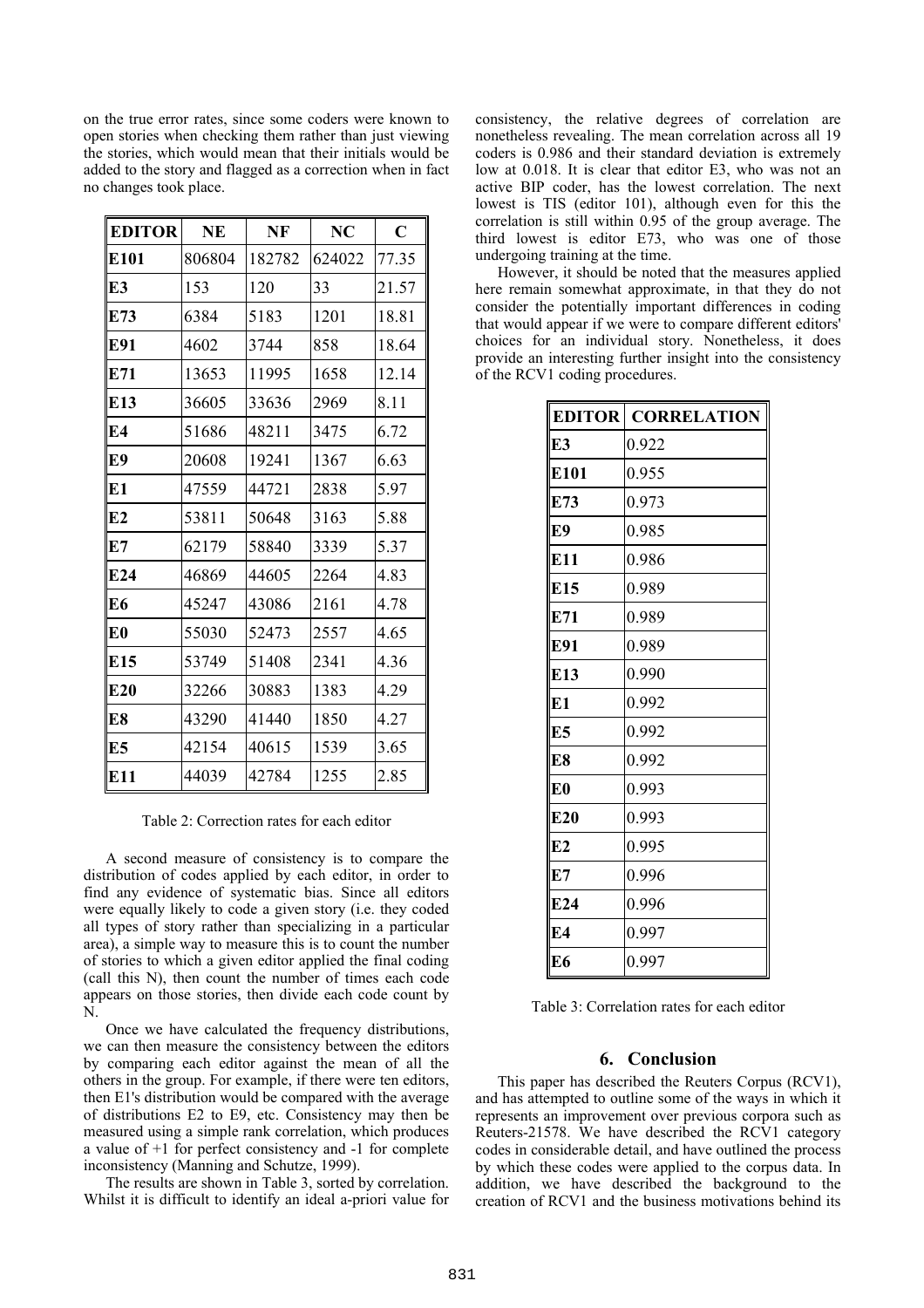on the true error rates, since some coders were known to open stories when checking them rather than just viewing the stories, which would mean that their initials would be added to the story and flagged as a correction when in fact no changes took place.

| EDITOR | NE | NF | NC | C |
|---|---|---|---|---|
| **E101** | 806804 | 182782 | 624022 | 77.35 |
| **E3** | 153 | 120 | 33 | 21.57 |
| **E73** | 6384 | 5183 | 1201 | 18.81 |
| **E91** | 4602 | 3744 | 858 | 18.64 |
| **E71** | 13653 | 11995 | 1658 | 12.14 |
| **E13** | 36605 | 33636 | 2969 | 8.11 |
| **E4** | 51686 | 48211 | 3475 | 6.72 |
| **E9** | 20608 | 19241 | 1367 | 6.63 |
| **E1** | 47559 | 44721 | 2838 | 5.97 |
| **E2** | 53811 | 50648 | 3163 | 5.88 |
| **E7** | 62179 | 58840 | 3339 | 5.37 |
| **E24** | 46869 | 44605 | 2264 | 4.83 |
| **E6** | 45247 | 43086 | 2161 | 4.78 |
| **E0** | 55030 | 52473 | 2557 | 4.65 |
| **E15** | 53749 | 51408 | 2341 | 4.36 |
| **E20** | 32266 | 30883 | 1383 | 4.29 |
| **E8** | 43290 | 41440 | 1850 | 4.27 |
| **E5** | 42154 | 40615 | 1539 | 3.65 |
| **E11** | 44039 | 42784 | 1255 | 2.85 |

Table 2: Correction rates for each editor

A second measure of consistency is to compare the distribution of codes applied by each editor, in order to find any evidence of systematic bias. Since all editors were equally likely to code a given story (i.e. they coded all types of story rather than specializing in a particular area), a simple way to measure this is to count the number of stories to which a given editor applied the final coding (call this N), then count the number of times each code appears on those stories, then divide each code count by N.

Once we have calculated the frequency distributions, we can then measure the consistency between the editors by comparing each editor against the mean of all the others in the group. For example, if there were ten editors, then E1's distribution would be compared with the average of distributions E2 to E9, etc. Consistency may then be measured using a simple rank correlation, which produces a value of +1 for perfect consistency and -1 for complete inconsistency (Manning and Schutze, 1999).

The results are shown in Table 3, sorted by correlation. Whilst it is difficult to identify an ideal a-priori value for consistency, the relative degrees of correlation are nonetheless revealing. The mean correlation across all 19 coders is 0.986 and their standard deviation is extremely low at 0.018. It is clear that editor E3, who was not an active BIP coder, has the lowest correlation. The next lowest is TIS (editor 101), although even for this the correlation is still within 0.95 of the group average. The third lowest is editor E73, who was one of those undergoing training at the time.

However, it should be noted that the measures applied here remain somewhat approximate, in that they do not consider the potentially important differences in coding that would appear if we were to compare different editors' choices for an individual story. Nonetheless, it does provide an interesting further insight into the consistency of the RCV1 coding procedures.

| EDITOR | CORRELATION |
|---|---|
| **E3** | 0.922 |
| **E101** | 0.955 |
| **E73** | 0.973 |
| **E9** | 0.985 |
| **E11** | 0.986 |
| **E15** | 0.989 |
| **E71** | 0.989 |
| **E91** | 0.989 |
| **E13** | 0.990 |
| **E1** | 0.992 |
| **E5** | 0.992 |
| **E8** | 0.992 |
| **E0** | 0.993 |
| **E20** | 0.993 |
| **E2** | 0.995 |
| **E7** | 0.996 |
| **E24** | 0.996 |
| **E4** | 0.997 |
| **E6** | 0.997 |

Table 3: Correlation rates for each editor

## 6. Conclusion

This paper has described the Reuters Corpus (RCV1), and has attempted to outline some of the ways in which it represents an improvement over previous corpora such as Reuters-21578. We have described the RCV1 category codes in considerable detail, and have outlined the process by which these codes were applied to the corpus data. In addition, we have described the background to the creation of RCV1 and the business motivations behind its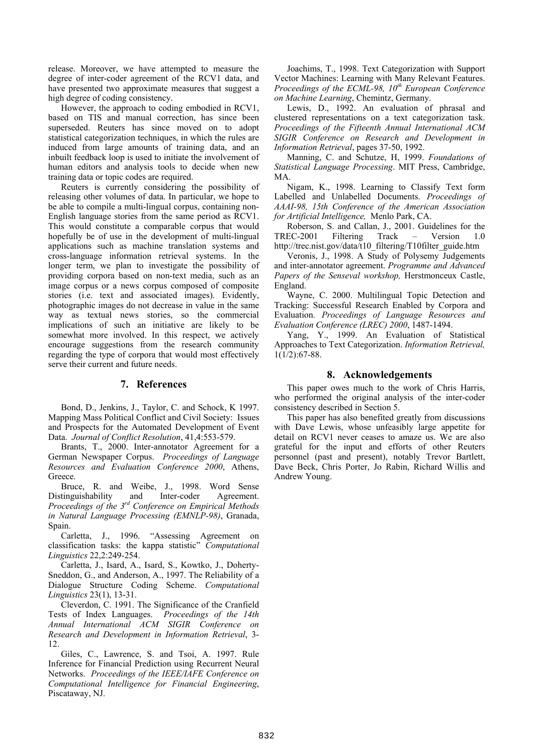release. Moreover, we have attempted to measure the degree of inter-coder agreement of the RCV1 data, and have presented two approximate measures that suggest a high degree of coding consistency.

However, the approach to coding embodied in RCV1, based on TIS and manual correction, has since been superseded. Reuters has since moved on to adopt statistical categorization techniques, in which the rules are induced from large amounts of training data, and an inbuilt feedback loop is used to initiate the involvement of human editors and analysis tools to decide when new training data or topic codes are required.

Reuters is currently considering the possibility of releasing other volumes of data. In particular, we hope to be able to compile a multi-lingual corpus, containing non-English language stories from the same period as RCV1. This would constitute a comparable corpus that would hopefully be of use in the development of multi-lingual applications such as machine translation systems and cross-language information retrieval systems. In the longer term, we plan to investigate the possibility of providing corpora based on non-text media, such as an image corpus or a news corpus composed of composite stories (i.e. text and associated images). Evidently, photographic images do not decrease in value in the same way as textual news stories, so the commercial implications of such an initiative are likely to be somewhat more involved. In this respect, we actively encourage suggestions from the research community regarding the type of corpora that would most effectively serve their current and future needs.

## 7. References

Bond, D., Jenkins, J., Taylor, C. and Schock, K 1997. Mapping Mass Political Conflict and Civil Society: Issues and Prospects for the Automated Development of Event Data. *Journal of Conflict Resolution*, 41,4:553-579.

Brants, T., 2000. Inter-annotator Agreement for a German Newspaper Corpus. *Proceedings of Language Resources and Evaluation Conference 2000*, Athens, Greece.

Bruce, R. and Weibe, J., 1998. Word Sense Distinguishability and Inter-coder Agreement. *Proceedings of the 3rd Conference on Empirical Methods in Natural Language Processing (EMNLP-98)*, Granada, Spain.

Carletta, J., 1996. "Assessing Agreement on classification tasks: the kappa statistic" *Computational Linguistics* 22,2:249-254.

Carletta, J., Isard, A., Isard, S., Kowtko, J., Doherty-Sneddon, G., and Anderson, A., 1997. The Reliability of a Dialogue Structure Coding Scheme. *Computational Linguistics* 23(1), 13-31.

Cleverdon, C. 1991. The Significance of the Cranfield Tests of Index Languages. *Proceedings of the 14th Annual International ACM SIGIR Conference on Research and Development in Information Retrieval*, 3-12.

Giles, C., Lawrence, S. and Tsoi, A. 1997. Rule Inference for Financial Prediction using Recurrent Neural Networks. *Proceedings of the IEEE/IAFE Conference on Computational Intelligence for Financial Engineering*, Piscataway, NJ.

Joachims, T., 1998. Text Categorization with Support Vector Machines: Learning with Many Relevant Features. *Proceedings of the ECML-98, 10th European Conference on Machine Learning*, Chemintz, Germany.

Lewis, D., 1992. An evaluation of phrasal and clustered representations on a text categorization task. *Proceedings of the Fifteenth Annual International ACM SIGIR Conference on Research and Development in Information Retrieval*, pages 37-50, 1992.

Manning, C. and Schutze, H, 1999. *Foundations of Statistical Language Processing*. MIT Press, Cambridge, MA.

Nigam, K., 1998. Learning to Classify Text form Labelled and Unlabelled Documents. *Proceedings of AAAI-98, 15th Conference of the American Association for Artificial Intelligence,* Menlo Park, CA.

Roberson, S. and Callan, J., 2001. Guidelines for the TREC-2001 Filtering Track – Version 1.0 http://trec.nist.gov/data/t10_filtering/T10filter_guide.htm

Veronis, J., 1998. A Study of Polysemy Judgements and inter-annotator agreement. *Programme and Advanced Papers of the Senseval workshop,* Herstmonceux Castle, England.

Wayne, C. 2000. Multilingual Topic Detection and Tracking: Successful Research Enabled by Corpora and Evaluation. *Proceedings of Language Resources and Evaluation Conference (LREC) 2000*, 1487-1494.

Yang, Y., 1999. An Evaluation of Statistical Approaches to Text Categorization. *Information Retrieval,* 1(1/2):67-88.

## 8. Acknowledgements

This paper owes much to the work of Chris Harris, who performed the original analysis of the inter-coder consistency described in Section 5.

This paper has also benefited greatly from discussions with Dave Lewis, whose unfeasibly large appetite for detail on RCV1 never ceases to amaze us. We are also grateful for the input and efforts of other Reuters personnel (past and present), notably Trevor Bartlett, Dave Beck, Chris Porter, Jo Rabin, Richard Willis and Andrew Young.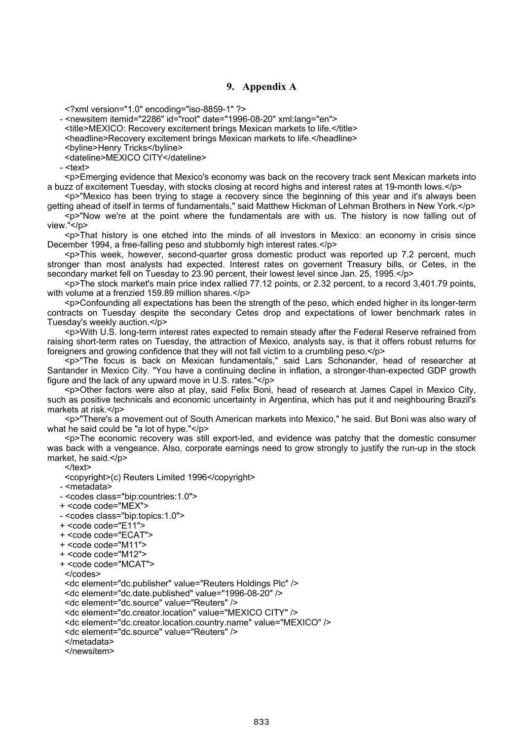## 9. Appendix A

```
<?xml version="1.0" encoding="iso-8859-1" ?>
- <newsitem itemid="2286" id="root" date="1996-08-20" xml:lang="en">
  <title>MEXICO: Recovery excitement brings Mexican markets to life.</title>
  <headline>Recovery excitement brings Mexican markets to life.</headline>
  <byline>Henry Tricks</byline>
  <dateline>MEXICO CITY</dateline>
- <text>
  <p>Emerging evidence that Mexico's economy was back on the recovery track sent Mexican markets into a buzz of excitement Tuesday, with stocks closing at record highs and interest rates at 19-month lows.</p>
  <p>"Mexico has been trying to stage a recovery since the beginning of this year and it's always been getting ahead of itself in terms of fundamentals," said Matthew Hickman of Lehman Brothers in New York.</p>
  <p>"Now we're at the point where the fundamentals are with us. The history is now falling out of view."</p>
  <p>That history is one etched into the minds of all investors in Mexico: an economy in crisis since December 1994, a free-falling peso and stubbornly high interest rates.</p>
  <p>This week, however, second-quarter gross domestic product was reported up 7.2 percent, much stronger than most analysts had expected. Interest rates on governent Treasury bills, or Cetes, in the secondary market fell on Tuesday to 23.90 percent, their lowest level since Jan. 25, 1995.</p>
  <p>The stock market's main price index rallied 77.12 points, or 2.32 percent, to a record 3,401.79 points, with volume at a frenzied 159.89 million shares.</p>
  <p>Confounding all expectations has been the strength of the peso, which ended higher in its longer-term contracts on Tuesday despite the secondary Cetes drop and expectations of lower benchmark rates in Tuesday's weekly auction.</p>
  <p>With U.S. long-term interest rates expected to remain steady after the Federal Reserve refrained from raising short-term rates on Tuesday, the attraction of Mexico, analysts say, is that it offers robust returns for foreigners and growing confidence that they will not fall victim to a crumbling peso.</p>
  <p>"The focus is back on Mexican fundamentals," said Lars Schonander, head of researcher at Santander in Mexico City. "You have a continuing decline in inflation, a stronger-than-expected GDP growth figure and the lack of any upward move in U.S. rates."</p>
  <p>Other factors were also at play, said Felix Boni, head of research at James Capel in Mexico City, such as positive technicals and economic uncertainty in Argentina, which has put it and neighbouring Brazil's markets at risk.</p>
  <p>"There's a movement out of South American markets into Mexico," he said. But Boni was also wary of what he said could be "a lot of hype."</p>
  <p>The economic recovery was still export-led, and evidence was patchy that the domestic consumer was back with a vengeance. Also, corporate earnings need to grow strongly to justify the run-up in the stock market, he said.</p>
  </text>
  <copyright>(c) Reuters Limited 1996</copyright>
- <metadata>
- <codes class="bip:countries:1.0">
+ <code code="MEX">
- <codes class="bip:topics:1.0">
+ <code code="E11">
+ <code code="ECAT">
+ <code code="M11">
+ <code code="M12">
+ <code code="MCAT">
  </codes>
  <dc element="dc.publisher" value="Reuters Holdings Plc" />
  <dc element="dc.date.published" value="1996-08-20" />
  <dc element="dc.source" value="Reuters" />
  <dc element="dc.creator.location" value="MEXICO CITY" />
  <dc element="dc.creator.location.country.name" value="MEXICO" />
  <dc element="dc.source" value="Reuters" />
  </metadata>
  </newsitem>
```